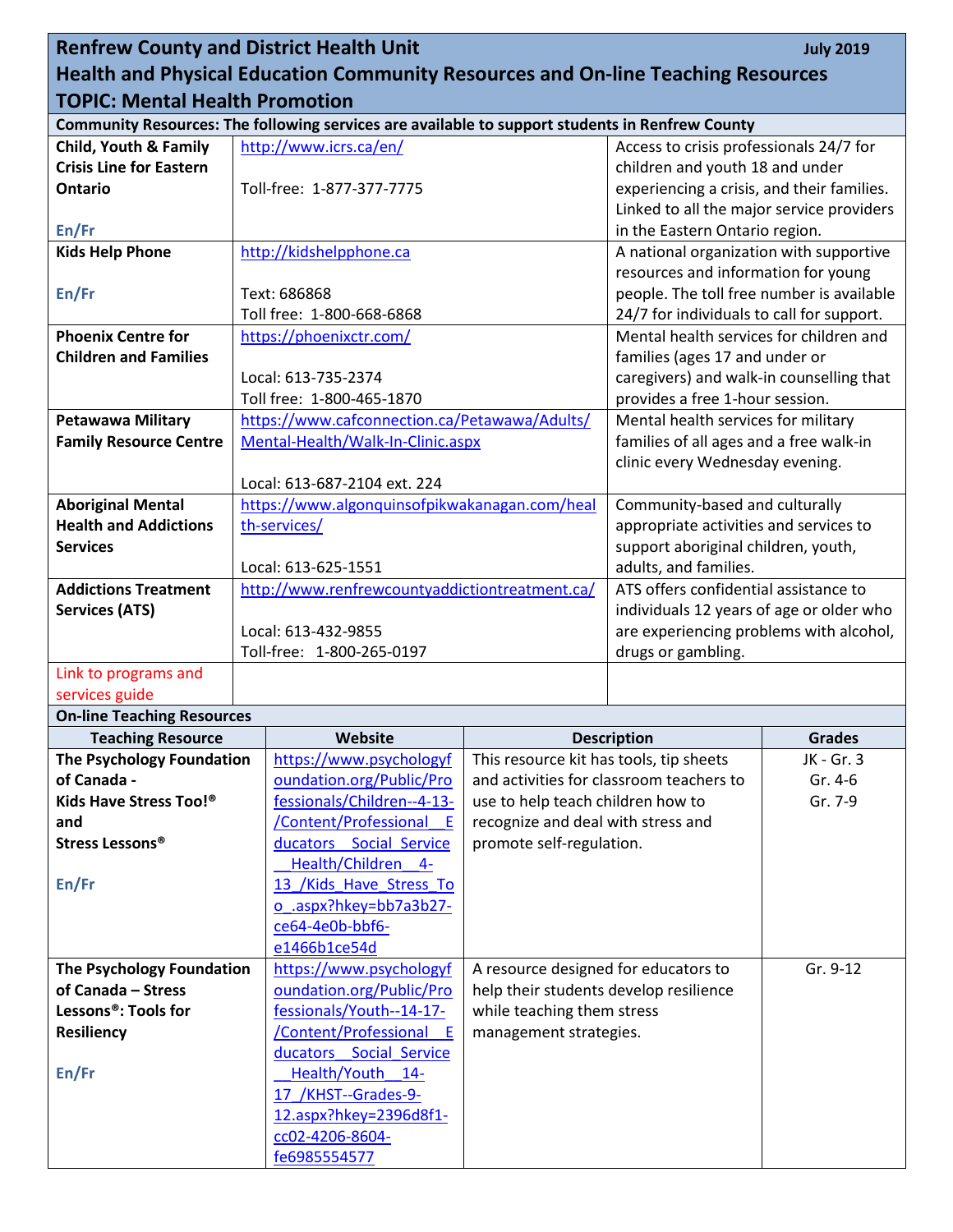# Renfrew County and District Health Unit

July 2019

## Health and Physical Education Community Resources and On-line Teaching Resources

## TOPIC: Mental Health Promotion

### Community Resources: The following services are available to support students in Renfrew County

| | | |
|---|---|---|
| **Child, Youth & Family Crisis Line for Eastern Ontario**<br><br>**En/Fr** | http://www.icrs.ca/en/<br><br>Toll-free: 1-877-377-7775 | Access to crisis professionals 24/7 for children and youth 18 and under experiencing a crisis, and their families. Linked to all the major service providers in the Eastern Ontario region. |
| **Kids Help Phone**<br><br>**En/Fr** | http://kidshelpphone.ca<br><br>Text: 686868<br>Toll free: 1-800-668-6868 | A national organization with supportive resources and information for young people. The toll free number is available 24/7 for individuals to call for support. |
| **Phoenix Centre for Children and Families** | https://phoenixctr.com/<br><br>Local: 613-735-2374<br>Toll free: 1-800-465-1870 | Mental health services for children and families (ages 17 and under or caregivers) and walk-in counselling that provides a free 1-hour session. |
| **Petawawa Military Family Resource Centre** | https://www.cafconnection.ca/Petawawa/Adults/Mental-Health/Walk-In-Clinic.aspx<br><br>Local: 613-687-2104 ext. 224 | Mental health services for military families of all ages and a free walk-in clinic every Wednesday evening. |
| **Aboriginal Mental Health and Addictions Services** | https://www.algonquinsofpikwakanagan.com/health-services/<br><br>Local: 613-625-1551 | Community-based and culturally appropriate activities and services to support aboriginal children, youth, adults, and families. |
| **Addictions Treatment Services (ATS)** | http://www.renfrewcountyaddictiontreatment.ca/<br><br>Local: 613-432-9855<br>Toll-free: 1-800-265-0197 | ATS offers confidential assistance to individuals 12 years of age or older who are experiencing problems with alcohol, drugs or gambling. |
| Link to programs and services guide | | |

### On-line Teaching Resources

| Teaching Resource | Website | Description | Grades |
|---|---|---|---|
| **The Psychology Foundation of Canada - Kids Have Stress Too!® and Stress Lessons®**<br><br>**En/Fr** | https://www.psychologyfoundation.org/Public/Professionals/Children--4-13-/Content/Professional__Educators__Social_Service__Health/Children__4-13_/Kids_Have_Stress_Too_.aspx?hkey=bb7a3b27-ce64-4e0b-bbf6-e1466b1ce54d | This resource kit has tools, tip sheets and activities for classroom teachers to use to help teach children how to recognize and deal with stress and promote self-regulation. | JK - Gr. 3<br>Gr. 4-6<br>Gr. 7-9 |
| **The Psychology Foundation of Canada – Stress Lessons®: Tools for Resiliency**<br><br>**En/Fr** | https://www.psychologyfoundation.org/Public/Professionals/Youth--14-17-/Content/Professional__Educators__Social_Service__Health/Youth__14-17_/KHST--Grades-9-12.aspx?hkey=2396d8f1-cc02-4206-8604-fe6985554577 | A resource designed for educators to help their students develop resilience while teaching them stress management strategies. | Gr. 9-12 |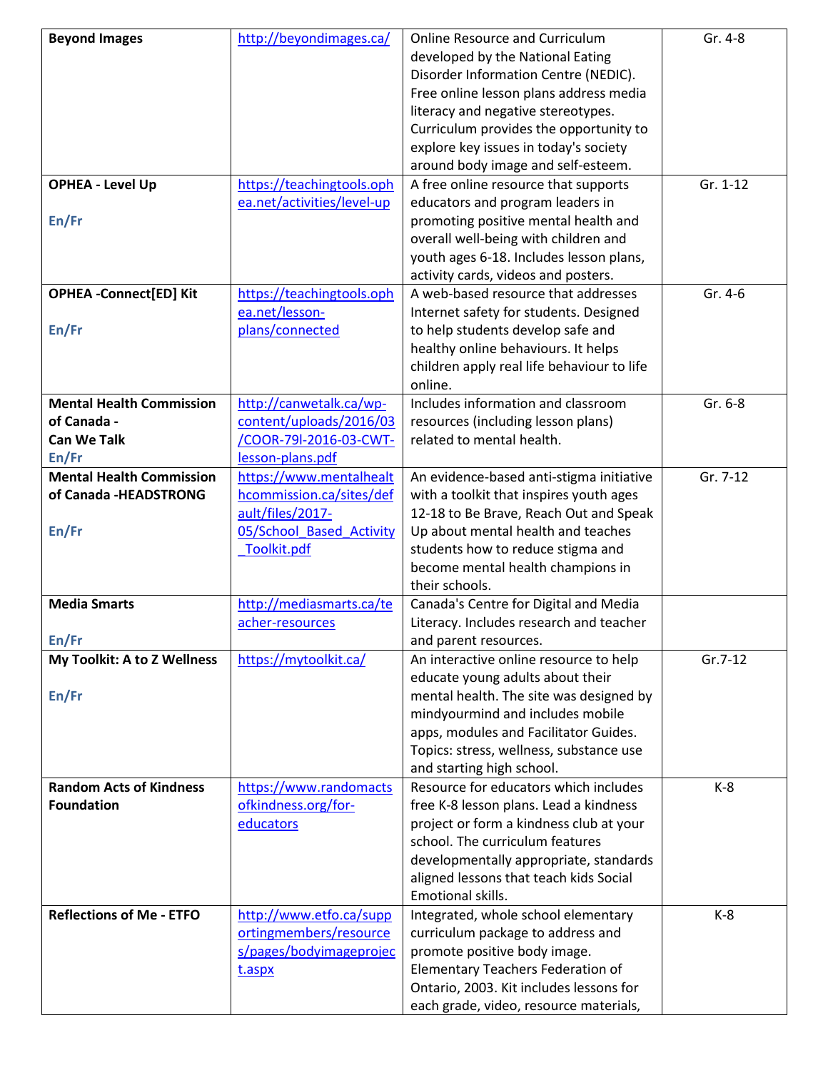| | | | |
|---|---|---|---|
| **Beyond Images** | http://beyondimages.ca/ | Online Resource and Curriculum developed by the National Eating Disorder Information Centre (NEDIC). Free online lesson plans address media literacy and negative stereotypes. Curriculum provides the opportunity to explore key issues in today's society around body image and self-esteem. | Gr. 4-8 |
| **OPHEA - Level Up** En/Fr | https://teachingtools.ophea.net/activities/level-up | A free online resource that supports educators and program leaders in promoting positive mental health and overall well-being with children and youth ages 6-18. Includes lesson plans, activity cards, videos and posters. | Gr. 1-12 |
| **OPHEA -Connect[ED] Kit** En/Fr | https://teachingtools.ophea.net/lesson-plans/connected | A web-based resource that addresses Internet safety for students. Designed to help students develop safe and healthy online behaviours. It helps children apply real life behaviour to life online. | Gr. 4-6 |
| **Mental Health Commission of Canada - Can We Talk** En/Fr | http://canwetalk.ca/wp-content/uploads/2016/03/COOR-79l-2016-03-CWT-lesson-plans.pdf | Includes information and classroom resources (including lesson plans) related to mental health. | Gr. 6-8 |
| **Mental Health Commission of Canada -HEADSTRONG** En/Fr | https://www.mentalhealthcommission.ca/sites/default/files/2017-05/School_Based_Activity_Toolkit.pdf | An evidence-based anti-stigma initiative with a toolkit that inspires youth ages 12-18 to Be Brave, Reach Out and Speak Up about mental health and teaches students how to reduce stigma and become mental health champions in their schools. | Gr. 7-12 |
| **Media Smarts** En/Fr | http://mediasmarts.ca/teacher-resources | Canada's Centre for Digital and Media Literacy. Includes research and teacher and parent resources. | |
| **My Toolkit: A to Z Wellness** En/Fr | https://mytoolkit.ca/ | An interactive online resource to help educate young adults about their mental health. The site was designed by mindyourmind and includes mobile apps, modules and Facilitator Guides. Topics: stress, wellness, substance use and starting high school. | Gr.7-12 |
| **Random Acts of Kindness Foundation** | https://www.randomactsofkindness.org/for-educators | Resource for educators which includes free K-8 lesson plans. Lead a kindness project or form a kindness club at your school. The curriculum features developmentally appropriate, standards aligned lessons that teach kids Social Emotional skills. | K-8 |
| **Reflections of Me - ETFO** | http://www.etfo.ca/supportingmembers/resources/pages/bodyimageproject.aspx | Integrated, whole school elementary curriculum package to address and promote positive body image. Elementary Teachers Federation of Ontario, 2003. Kit includes lessons for each grade, video, resource materials, | K-8 |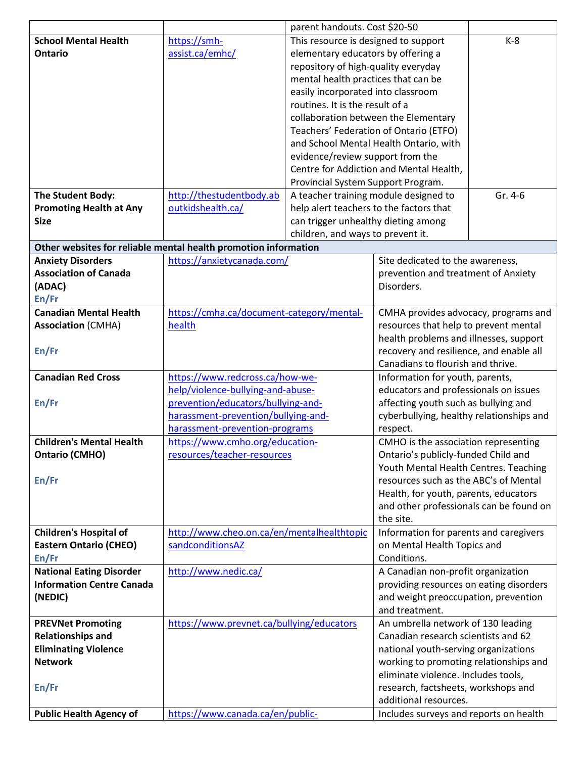| | | | |
|---|---|---|---|
| | | parent handouts. Cost $20-50 | |
| **School Mental Health Ontario** | https://smh-assist.ca/emhc/ | This resource is designed to support elementary educators by offering a repository of high-quality everyday mental health practices that can be easily incorporated into classroom routines. It is the result of a collaboration between the Elementary Teachers' Federation of Ontario (ETFO) and School Mental Health Ontario, with evidence/review support from the Centre for Addiction and Mental Health, Provincial System Support Program. | K-8 |
| **The Student Body: Promoting Health at Any Size** | http://thestudentbody.aboutkidshealth.ca/ | A teacher training module designed to help alert teachers to the factors that can trigger unhealthy dieting among children, and ways to prevent it. | Gr. 4-6 |

| **Other websites for reliable mental health promotion information** | | |
|---|---|---|
| **Anxiety Disorders Association of Canada (ADAC)** **En/Fr** | https://anxietycanada.com/ | Site dedicated to the awareness, prevention and treatment of Anxiety Disorders. |
| **Canadian Mental Health Association** (CMHA) **En/Fr** | https://cmha.ca/document-category/mental-health | CMHA provides advocacy, programs and resources that help to prevent mental health problems and illnesses, support recovery and resilience, and enable all Canadians to flourish and thrive. |
| **Canadian Red Cross** **En/Fr** | https://www.redcross.ca/how-we-help/violence-bullying-and-abuse-prevention/educators/bullying-and-harassment-prevention/bullying-and-harassment-prevention-programs | Information for youth, parents, educators and professionals on issues affecting youth such as bullying and cyberbullying, healthy relationships and respect. |
| **Children's Mental Health Ontario (CMHO)** **En/Fr** | https://www.cmho.org/education-resources/teacher-resources | CMHO is the association representing Ontario's publicly-funded Child and Youth Mental Health Centres. Teaching resources such as the ABC's of Mental Health, for youth, parents, educators and other professionals can be found on the site. |
| **Children's Hospital of Eastern Ontario (CHEO)** **En/Fr** | http://www.cheo.on.ca/en/mentalhealthtopicsandconditionsAZ | Information for parents and caregivers on Mental Health Topics and Conditions. |
| **National Eating Disorder Information Centre Canada (NEDIC)** | http://www.nedic.ca/ | A Canadian non-profit organization providing resources on eating disorders and weight preoccupation, prevention and treatment. |
| **PREVNet Promoting Relationships and Eliminating Violence Network** **En/Fr** | https://www.prevnet.ca/bullying/educators | An umbrella network of 130 leading Canadian research scientists and 62 national youth-serving organizations working to promoting relationships and eliminate violence. Includes tools, research, factsheets, workshops and additional resources. |
| **Public Health Agency of** | https://www.canada.ca/en/public- | Includes surveys and reports on health |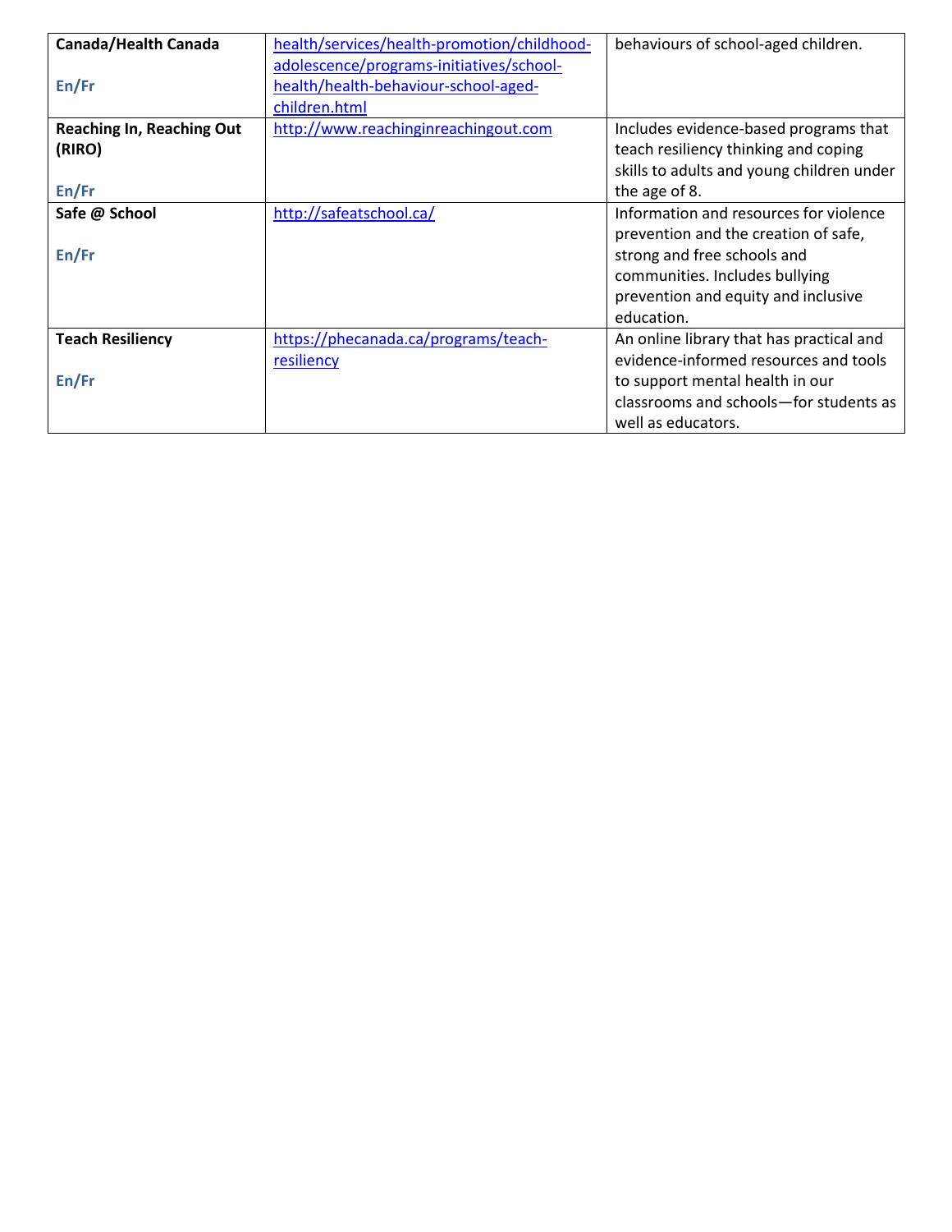| | | |
|---|---|---|
| **Canada/Health Canada**<br><br>**En/Fr** | health/services/health-promotion/childhood-adolescence/programs-initiatives/school-health/health-behaviour-school-aged-children.html | behaviours of school-aged children. |
| **Reaching In, Reaching Out (RIRO)**<br><br>**En/Fr** | http://www.reachinginreachingout.com | Includes evidence-based programs that teach resiliency thinking and coping skills to adults and young children under the age of 8. |
| **Safe @ School**<br><br>**En/Fr** | http://safeatschool.ca/ | Information and resources for violence prevention and the creation of safe, strong and free schools and communities. Includes bullying prevention and equity and inclusive education. |
| **Teach Resiliency**<br><br>**En/Fr** | https://phecanada.ca/programs/teach-resiliency | An online library that has practical and evidence-informed resources and tools to support mental health in our classrooms and schools—for students as well as educators. |